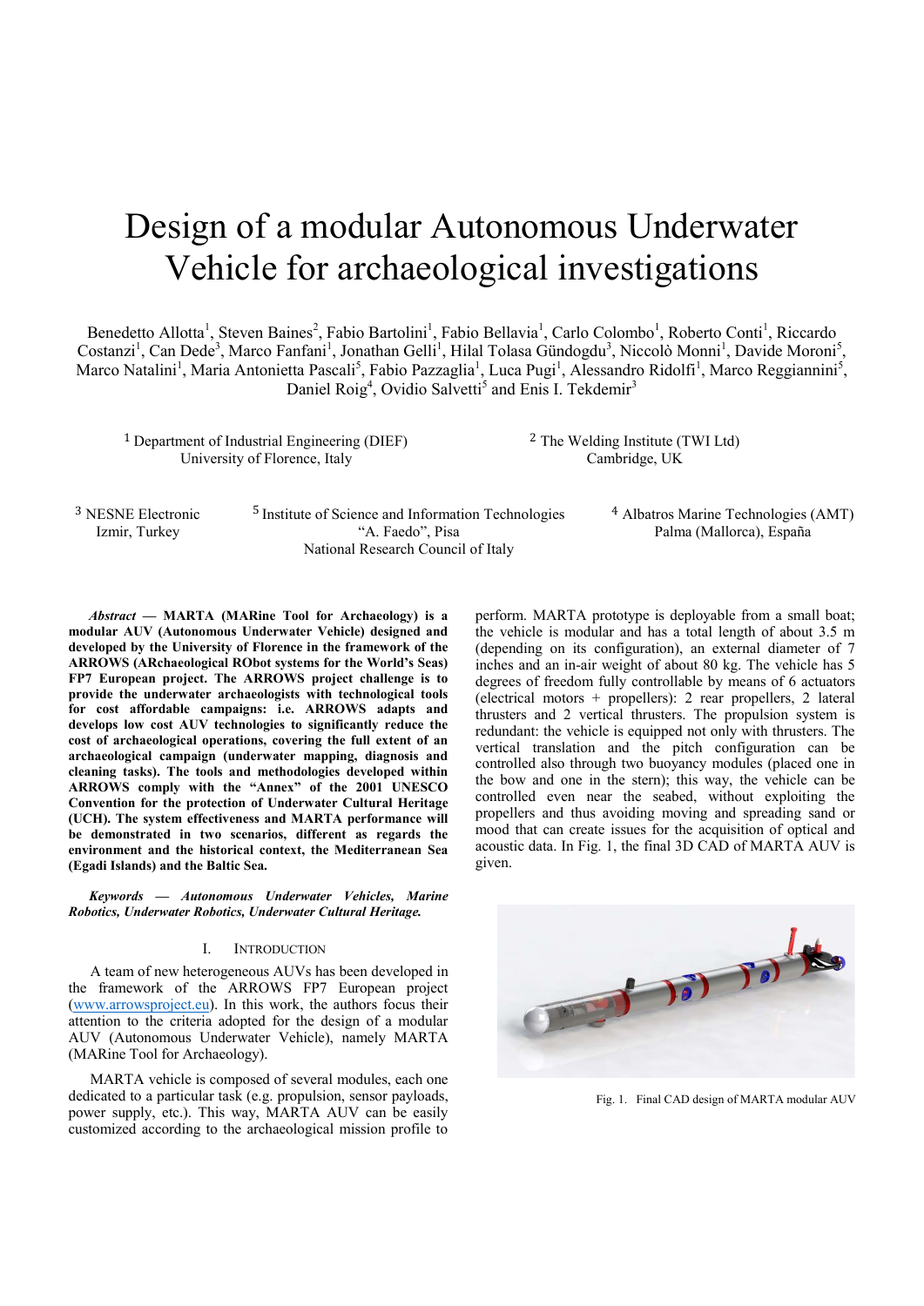# Design of a modular Autonomous Underwater Vehicle for archaeological investigations

Benedetto Allotta[1], Steven Baines[2], Fabio Bartolini[1], Fabio Bellavia[1], Carlo Colombo[1], Roberto Conti[1], Riccardo Costanzi[1], Can Dede[3], Marco Fanfani[1], Jonathan Gelli[1], Hilal Tolasa Gündogdu[3], Niccolò Monni[1], Davide Moroni[5], Marco Natalini[1], Maria Antonietta Pascali[5], Fabio Pazzaglia[1], Luca Pugi[1], Alessandro Ridolfi[1], Marco Reggiannini[5], Daniel Roig[4], Ovidio Salvetti[5] and Enis I. Tekdemir[3]

[1] Department of Industrial Engineering (DIEF)
University of Florence, Italy

[2] The Welding Institute (TWI Ltd)
Cambridge, UK

[3] NESNE Electronic
Izmir, Turkey

[5] Institute of Science and Information Technologies "A. Faedo", Pisa
National Research Council of Italy

[4] Albatros Marine Technologies (AMT)
Palma (Mallorca), España

***Abstract*** **— MARTA (MARine Tool for Archaeology) is a modular AUV (Autonomous Underwater Vehicle) designed and developed by the University of Florence in the framework of the ARROWS (ARchaeological RObot systems for the World's Seas) FP7 European project. The ARROWS project challenge is to provide the underwater archaeologists with technological tools for cost affordable campaigns: i.e. ARROWS adapts and develops low cost AUV technologies to significantly reduce the cost of archaeological operations, covering the full extent of an archaeological campaign (underwater mapping, diagnosis and cleaning tasks). The tools and methodologies developed within ARROWS comply with the "Annex" of the 2001 UNESCO Convention for the protection of Underwater Cultural Heritage (UCH). The system effectiveness and MARTA performance will be demonstrated in two scenarios, different as regards the environment and the historical context, the Mediterranean Sea (Egadi Islands) and the Baltic Sea.**

***Keywords — Autonomous Underwater Vehicles, Marine Robotics, Underwater Robotics, Underwater Cultural Heritage.***

## I. Introduction

A team of new heterogeneous AUVs has been developed in the framework of the ARROWS FP7 European project (www.arrowsproject.eu). In this work, the authors focus their attention to the criteria adopted for the design of a modular AUV (Autonomous Underwater Vehicle), namely MARTA (MARine Tool for Archaeology).

MARTA vehicle is composed of several modules, each one dedicated to a particular task (e.g. propulsion, sensor payloads, power supply, etc.). This way, MARTA AUV can be easily customized according to the archaeological mission profile to perform. MARTA prototype is deployable from a small boat; the vehicle is modular and has a total length of about 3.5 m (depending on its configuration), an external diameter of 7 inches and an in-air weight of about 80 kg. The vehicle has 5 degrees of freedom fully controllable by means of 6 actuators (electrical motors + propellers): 2 rear propellers, 2 lateral thrusters and 2 vertical thrusters. The propulsion system is redundant: the vehicle is equipped not only with thrusters. The vertical translation and the pitch configuration can be controlled also through two buoyancy modules (placed one in the bow and one in the stern); this way, the vehicle can be controlled even near the seabed, without exploiting the propellers and thus avoiding moving and spreading sand or mood that can create issues for the acquisition of optical and acoustic data. In Fig. 1, the final 3D CAD of MARTA AUV is given.

Fig. 1. Final CAD design of MARTA modular AUV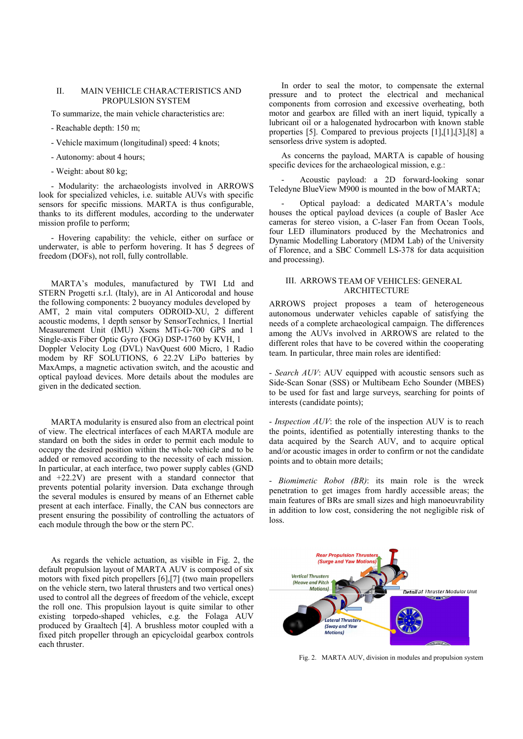## II. MAIN VEHICLE CHARACTERISTICS AND PROPULSION SYSTEM

To summarize, the main vehicle characteristics are:

- Reachable depth: 150 m;

- Vehicle maximum (longitudinal) speed: 4 knots;

- Autonomy: about 4 hours;

- Weight: about 80 kg;

- Modularity: the archaeologists involved in ARROWS look for specialized vehicles, i.e. suitable AUVs with specific sensors for specific missions. MARTA is thus configurable, thanks to its different modules, according to the underwater mission profile to perform;

- Hovering capability: the vehicle, either on surface or underwater, is able to perform hovering. It has 5 degrees of freedom (DOFs), not roll, fully controllable.

MARTA's modules, manufactured by TWI Ltd and STERN Progetti s.r.l. (Italy), are in Al Anticorodal and house the following components: 2 buoyancy modules developed by AMT, 2 main vital computers ODROID-XU, 2 different acoustic modems, 1 depth sensor by SensorTechnics, 1 Inertial Measurement Unit (IMU) Xsens MTi-G-700 GPS and 1 Single-axis Fiber Optic Gyro (FOG) DSP-1760 by KVH, 1 Doppler Velocity Log (DVL) NavQuest 600 Micro, 1 Radio modem by RF SOLUTIONS, 6 22.2V LiPo batteries by MaxAmps, a magnetic activation switch, and the acoustic and optical payload devices. More details about the modules are given in the dedicated section.

MARTA modularity is ensured also from an electrical point of view. The electrical interfaces of each MARTA module are standard on both the sides in order to permit each module to occupy the desired position within the whole vehicle and to be added or removed according to the necessity of each mission. In particular, at each interface, two power supply cables (GND and +22.2V) are present with a standard connector that prevents possible polarity inversion. Data exchange through the several modules is ensured by means of an Ethernet cable present at each interface. Finally, the CAN bus connectors are present ensuring the possibility of controlling the actuators of each module through the bow or the stern PC.

As regards the vehicle actuation, as visible in Fig. 2, the default propulsion layout of MARTA AUV is composed of six motors with fixed pitch propellers [6],[7] (two main propellers on the vehicle stern, two lateral thrusters and two vertical ones) used to control all the degrees of freedom of the vehicle, except the roll one. This propulsion layout is quite similar to other existing torpedo-shaped vehicles, e.g. the Folaga AUV produced by Graaltech [4]. A brushless motor coupled with a fixed pitch propeller through an epicycloidal gearbox controls each thruster.

In order to seal the motor, to compensate the external pressure and to protect the electrical and mechanical components from corrosion and excessive overheating, both motor and gearbox are filled with an inert liquid, typically a lubricant oil or a halogenated hydrocarbon with known stable properties [5]. Compared to previous projects [1],[1],[3],[8] a sensorless drive system is adopted.

As concerns the payload, MARTA is capable of housing specific devices for the archaeological mission, e.g.:

- Acoustic payload: a 2D forward-looking sonar Teledyne BlueView M900 is mounted in the bow of MARTA;

- Optical payload: a dedicated MARTA's module houses the optical payload devices (a couple of Basler Ace cameras for stereo vision, a C-laser Fan from Ocean Tools, four LED illuminators produced by the Mechatronics and Dynamic Modelling Laboratory (MDM Lab) of the University of Florence, and a SBC Commell LS-378 for data acquisition and processing).

## III. ARROWS TEAM OF VEHICLES: GENERAL ARCHITECTURE

ARROWS project proposes a team of heterogeneous autonomous underwater vehicles capable of satisfying the needs of a complete archaeological campaign. The differences among the AUVs involved in ARROWS are related to the different roles that have to be covered within the cooperating team. In particular, three main roles are identified:

- *Search AUV*: AUV equipped with acoustic sensors such as Side-Scan Sonar (SSS) or Multibeam Echo Sounder (MBES) to be used for fast and large surveys, searching for points of interests (candidate points);

- *Inspection AUV*: the role of the inspection AUV is to reach the points, identified as potentially interesting thanks to the data acquired by the Search AUV, and to acquire optical and/or acoustic images in order to confirm or not the candidate points and to obtain more details;

- *Biomimetic Robot (BR)*: its main role is the wreck penetration to get images from hardly accessible areas; the main features of BRs are small sizes and high manoeuvrability in addition to low cost, considering the not negligible risk of loss.

Fig. 2. MARTA AUV, division in modules and propulsion system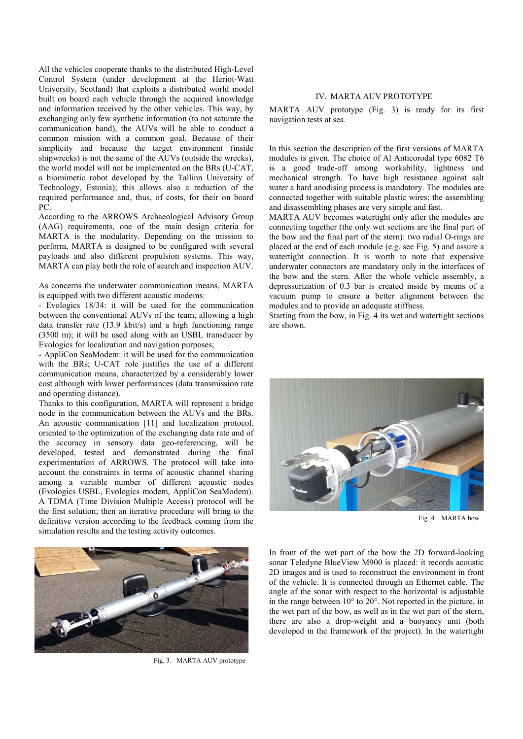All the vehicles cooperate thanks to the distributed High-Level Control System (under development at the Heriot-Watt University, Scotland) that exploits a distributed world model built on board each vehicle through the acquired knowledge and information received by the other vehicles. This way, by exchanging only few synthetic information (to not saturate the communication band), the AUVs will be able to conduct a common mission with a common goal. Because of their simplicity and because the target environment (inside shipwrecks) is not the same of the AUVs (outside the wrecks), the world model will not be implemented on the BRs (U-CAT, a biomimetic robot developed by the Tallinn University of Technology, Estonia); this allows also a reduction of the required performance and, thus, of costs, for their on board PC.

According to the ARROWS Archaeological Advisory Group (AAG) requirements, one of the main design criteria for MARTA is the modularity. Depending on the mission to perform, MARTA is designed to be configured with several payloads and also different propulsion systems. This way, MARTA can play both the role of search and inspection AUV.

As concerns the underwater communication means, MARTA is equipped with two different acoustic modems:

- Evologics 18/34: it will be used for the communication between the conventional AUVs of the team, allowing a high data transfer rate (13.9 kbit/s) and a high functioning range (3500 m); it will be used along with an USBL transducer by Evologics for localization and navigation purposes;
- AppliCon SeaModem: it will be used for the communication with the BRs; U-CAT role justifies the use of a different communication means, characterized by a considerably lower cost although with lower performances (data transmission rate and operating distance).

Thanks to this configuration, MARTA will represent a bridge node in the communication between the AUVs and the BRs. An acoustic communication [11] and localization protocol, oriented to the optimization of the exchanging data rate and of the accuracy in sensory data geo-referencing, will be developed, tested and demonstrated during the final experimentation of ARROWS. The protocol will take into account the constraints in terms of acoustic channel sharing among a variable number of different acoustic nodes (Evologics USBL, Evologics modem, AppliCon SeaModem). A TDMA (Time Division Multiple Access) protocol will be the first solution; then an iterative procedure will bring to the definitive version according to the feedback coming from the simulation results and the testing activity outcomes.

Fig. 3. MARTA AUV prototype

## IV. MARTA AUV PROTOTYPE

MARTA AUV prototype (Fig. 3) is ready for its first navigation tests at sea.

In this section the description of the first versions of MARTA modules is given. The choice of Al Anticorodal type 6082 T6 is a good trade-off among workability, lightness and mechanical strength. To have high resistance against salt water a hard anodising process is mandatory. The modules are connected together with suitable plastic wires: the assembling and disassembling phases are very simple and fast.

MARTA AUV becomes watertight only after the modules are connecting together (the only wet sections are the final part of the bow and the final part of the stern): two radial O-rings are placed at the end of each module (e.g. see Fig. 5) and assure a watertight connection. It is worth to note that expensive underwater connectors are mandatory only in the interfaces of the bow and the stern. After the whole vehicle assembly, a depressurization of 0.3 bar is created inside by means of a vacuum pump to ensure a better alignment between the modules and to provide an adequate stiffness.

Starting from the bow, in Fig. 4 its wet and watertight sections are shown.

Fig. 4. MARTA bow

In front of the wet part of the bow the 2D forward-looking sonar Teledyne BlueView M900 is placed: it records acoustic 2D images and is used to reconstruct the environment in front of the vehicle. It is connected through an Ethernet cable. The angle of the sonar with respect to the horizontal is adjustable in the range between 10° to 20°. Not reported in the picture, in the wet part of the bow, as well as in the wet part of the stern, there are also a drop-weight and a buoyancy unit (both developed in the framework of the project). In the watertight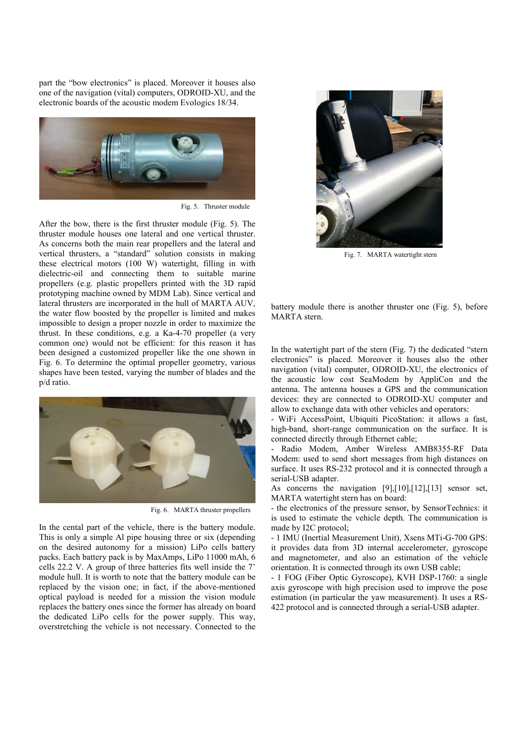part the "bow electronics" is placed. Moreover it houses also one of the navigation (vital) computers, ODROID-XU, and the electronic boards of the acoustic modem Evologics 18/34.

Fig. 5. Thruster module

After the bow, there is the first thruster module (Fig. 5). The thruster module houses one lateral and one vertical thruster. As concerns both the main rear propellers and the lateral and vertical thrusters, a "standard" solution consists in making these electrical motors (100 W) watertight, filling in with dielectric-oil and connecting them to suitable marine propellers (e.g. plastic propellers printed with the 3D rapid prototyping machine owned by MDM Lab). Since vertical and lateral thrusters are incorporated in the hull of MARTA AUV, the water flow boosted by the propeller is limited and makes impossible to design a proper nozzle in order to maximize the thrust. In these conditions, e.g. a Ka-4-70 propeller (a very common one) would not be efficient: for this reason it has been designed a customized propeller like the one shown in Fig. 6. To determine the optimal propeller geometry, various shapes have been tested, varying the number of blades and the p/d ratio.

Fig. 6. MARTA thruster propellers

In the cental part of the vehicle, there is the battery module. This is only a simple Al pipe housing three or six (depending on the desired autonomy for a mission) LiPo cells battery packs. Each battery pack is by MaxAmps, LiPo 11000 mAh, 6 cells 22.2 V. A group of three batteries fits well inside the 7' module hull. It is worth to note that the battery module can be replaced by the vision one; in fact, if the above-mentioned optical payload is needed for a mission the vision module replaces the battery ones since the former has already on board the dedicated LiPo cells for the power supply. This way, overstretching the vehicle is not necessary. Connected to the battery module there is another thruster one (Fig. 5), before MARTA stern.

Fig. 7. MARTA watertight stern

In the watertight part of the stern (Fig. 7) the dedicated "stern electronics" is placed. Moreover it houses also the other navigation (vital) computer, ODROID-XU, the electronics of the acoustic low cost SeaModem by AppliCon and the antenna. The antenna houses a GPS and the communication devices: they are connected to ODROID-XU computer and allow to exchange data with other vehicles and operators:

- WiFi AccessPoint, Ubiquiti PicoStation: it allows a fast, high-band, short-range communication on the surface. It is connected directly through Ethernet cable;
- Radio Modem, Amber Wireless AMB8355-RF Data Modem: used to send short messages from high distances on surface. It uses RS-232 protocol and it is connected through a serial-USB adapter.

As concerns the navigation [9],[10],[12],[13] sensor set, MARTA watertight stern has on board:

- the electronics of the pressure sensor, by SensorTechnics: it is used to estimate the vehicle depth. The communication is made by I2C protocol;
- 1 IMU (Inertial Measurement Unit), Xsens MTi-G-700 GPS: it provides data from 3D internal accelerometer, gyroscope and magnetometer, and also an estimation of the vehicle orientation. It is connected through its own USB cable;
- 1 FOG (Fiber Optic Gyroscope), KVH DSP-1760: a single axis gyroscope with high precision used to improve the pose estimation (in particular the yaw measurement). It uses a RS-422 protocol and is connected through a serial-USB adapter.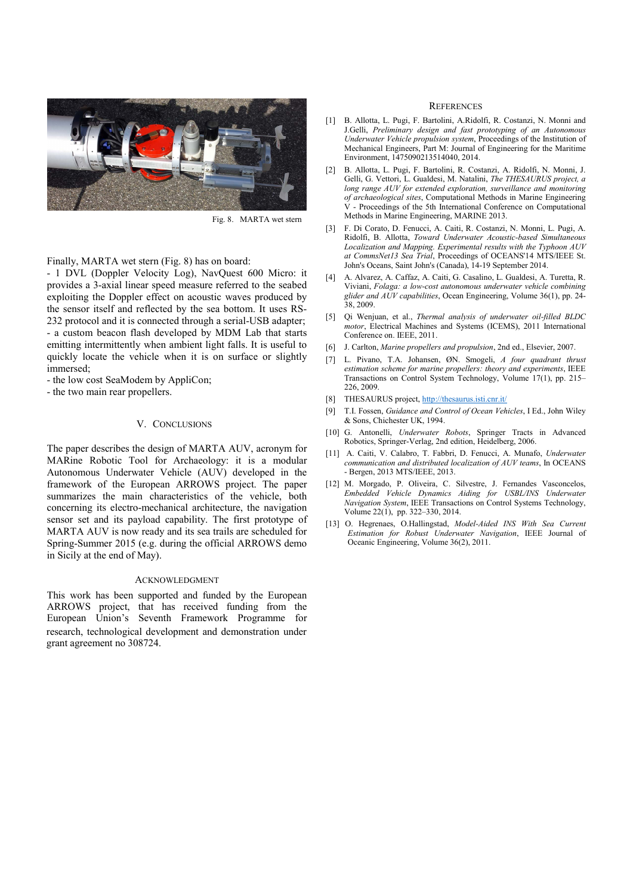Fig. 8. MARTA wet stern

Finally, MARTA wet stern (Fig. 8) has on board:

- 1 DVL (Doppler Velocity Log), NavQuest 600 Micro: it provides a 3-axial linear speed measure referred to the seabed exploiting the Doppler effect on acoustic waves produced by the sensor itself and reflected by the sea bottom. It uses RS-232 protocol and it is connected through a serial-USB adapter;
- a custom beacon flash developed by MDM Lab that starts emitting intermittently when ambient light falls. It is useful to quickly locate the vehicle when it is on surface or slightly immersed;
- the low cost SeaModem by AppliCon;
- the two main rear propellers.

## V. Conclusions

The paper describes the design of MARTA AUV, acronym for MARine Robotic Tool for Archaeology: it is a modular Autonomous Underwater Vehicle (AUV) developed in the framework of the European ARROWS project. The paper summarizes the main characteristics of the vehicle, both concerning its electro-mechanical architecture, the navigation sensor set and its payload capability. The first prototype of MARTA AUV is now ready and its sea trails are scheduled for Spring-Summer 2015 (e.g. during the official ARROWS demo in Sicily at the end of May).

## Acknowledgment

This work has been supported and funded by the European ARROWS project, that has received funding from the European Union's Seventh Framework Programme for research, technological development and demonstration under grant agreement no 308724.

## References

[1] B. Allotta, L. Pugi, F. Bartolini, A.Ridolfi, R. Costanzi, N. Monni and J.Gelli, *Preliminary design and fast prototyping of an Autonomous Underwater Vehicle propulsion system*, Proceedings of the Institution of Mechanical Engineers, Part M: Journal of Engineering for the Maritime Environment, 1475090213514040, 2014.

[2] B. Allotta, L. Pugi, F. Bartolini, R. Costanzi, A. Ridolfi, N. Monni, J. Gelli, G. Vettori, L. Gualdesi, M. Natalini, *The THESAURUS project, a long range AUV for extended exploration, surveillance and monitoring of archaeological sites*, Computational Methods in Marine Engineering V - Proceedings of the 5th International Conference on Computational Methods in Marine Engineering, MARINE 2013.

[3] F. Di Corato, D. Fenucci, A. Caiti, R. Costanzi, N. Monni, L. Pugi, A. Ridolfi, B. Allotta, *Toward Underwater Acoustic-based Simultaneous Localization and Mapping. Experimental results with the Typhoon AUV at CommsNet13 Sea Trial*, Proceedings of OCEANS'14 MTS/IEEE St. John's Oceans, Saint John's (Canada), 14-19 September 2014.

[4] A. Alvarez, A. Caffaz, A. Caiti, G. Casalino, L. Gualdesi, A. Turetta, R. Viviani, *Folaga: a low-cost autonomous underwater vehicle combining glider and AUV capabilities*, Ocean Engineering, Volume 36(1), pp. 24-38, 2009.

[5] Qi Wenjuan, et al., *Thermal analysis of underwater oil-filled BLDC motor*, Electrical Machines and Systems (ICEMS), 2011 International Conference on. IEEE, 2011.

[6] J. Carlton, *Marine propellers and propulsion*, 2nd ed., Elsevier, 2007.

[7] L. Pivano, T.A. Johansen, ØN. Smogeli, *A four quadrant thrust estimation scheme for marine propellers: theory and experiments*, IEEE Transactions on Control System Technology, Volume 17(1), pp. 215–226, 2009.

[8] THESAURUS project, http://thesaurus.isti.cnr.it/

[9] T.I. Fossen, *Guidance and Control of Ocean Vehicles*, I Ed., John Wiley & Sons, Chichester UK, 1994.

[10] G. Antonelli, *Underwater Robots*, Springer Tracts in Advanced Robotics, Springer-Verlag, 2nd edition, Heidelberg, 2006.

[11] A. Caiti, V. Calabro, T. Fabbri, D. Fenucci, A. Munafo, *Underwater communication and distributed localization of AUV teams*, In OCEANS - Bergen, 2013 MTS/IEEE, 2013.

[12] M. Morgado, P. Oliveira, C. Silvestre, J. Fernandes Vasconcelos, *Embedded Vehicle Dynamics Aiding for USBL/INS Underwater Navigation System*, IEEE Transactions on Control Systems Technology, Volume 22(1), pp. 322–330, 2014.

[13] O. Hegrenaes, O.Hallingstad, *Model-Aided INS With Sea Current Estimation for Robust Underwater Navigation*, IEEE Journal of Oceanic Engineering, Volume 36(2), 2011.